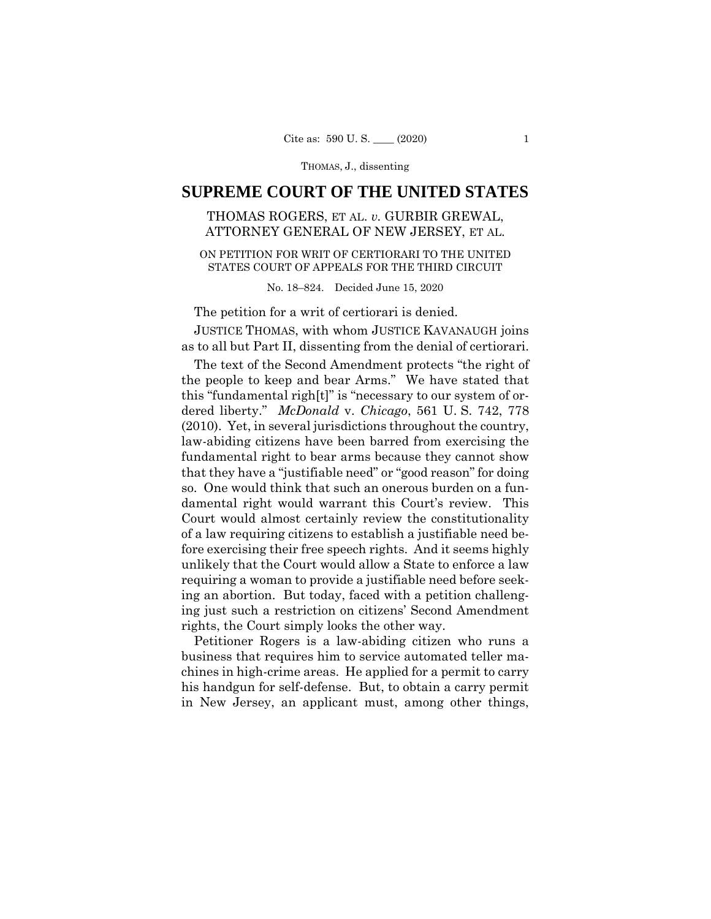# SUPREME COURT OF THE UNITED STATES

THOMAS ROGERS, ET AL. *v.* GURBIR GREWAL, ATTORNEY GENERAL OF NEW JERSEY, ET AL.

ON PETITION FOR WRIT OF CERTIORARI TO THE UNITED STATES COURT OF APPEALS FOR THE THIRD CIRCUIT

No. 18–824. Decided June 15, 2020

The petition for a writ of certiorari is denied.

JUSTICE THOMAS, with whom JUSTICE KAVANAUGH joins as to all but Part II, dissenting from the denial of certiorari.

The text of the Second Amendment protects "the right of the people to keep and bear Arms." We have stated that this "fundamental righ[t]" is "necessary to our system of ordered liberty." *McDonald* v. *Chicago*, 561 U. S. 742, 778 (2010). Yet, in several jurisdictions throughout the country, law-abiding citizens have been barred from exercising the fundamental right to bear arms because they cannot show that they have a "justifiable need" or "good reason" for doing so. One would think that such an onerous burden on a fundamental right would warrant this Court's review. This Court would almost certainly review the constitutionality of a law requiring citizens to establish a justifiable need before exercising their free speech rights. And it seems highly unlikely that the Court would allow a State to enforce a law requiring a woman to provide a justifiable need before seeking an abortion. But today, faced with a petition challenging just such a restriction on citizens' Second Amendment rights, the Court simply looks the other way.

Petitioner Rogers is a law-abiding citizen who runs a business that requires him to service automated teller machines in high-crime areas. He applied for a permit to carry his handgun for self-defense. But, to obtain a carry permit in New Jersey, an applicant must, among other things,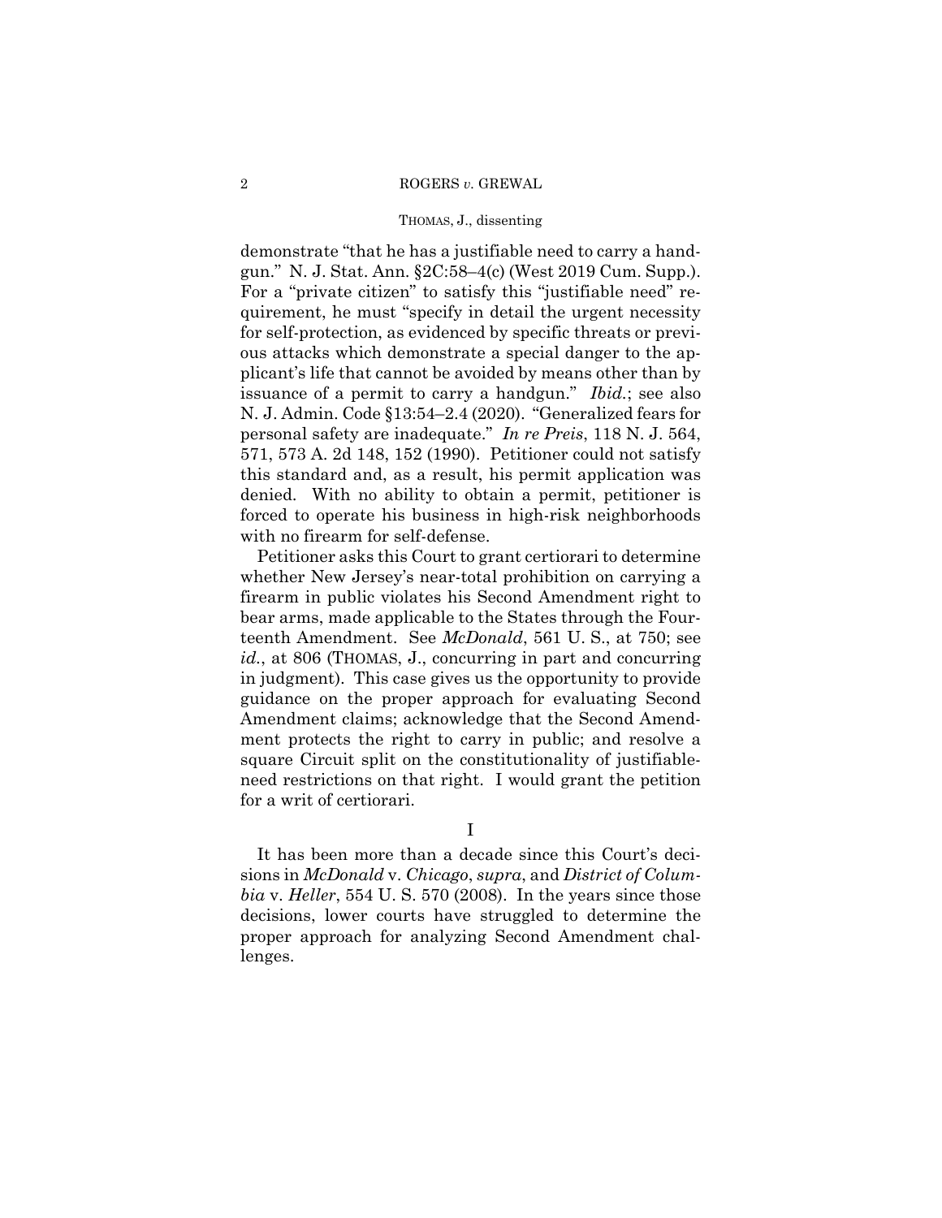demonstrate "that he has a justifiable need to carry a handgun." N. J. Stat. Ann. §2C:58–4(c) (West 2019 Cum. Supp.). For a "private citizen" to satisfy this "justifiable need" requirement, he must "specify in detail the urgent necessity for self-protection, as evidenced by specific threats or previous attacks which demonstrate a special danger to the applicant's life that cannot be avoided by means other than by issuance of a permit to carry a handgun." *Ibid.*; see also N. J. Admin. Code §13:54–2.4 (2020). "Generalized fears for personal safety are inadequate." *In re Preis*, 118 N. J. 564, 571, 573 A. 2d 148, 152 (1990). Petitioner could not satisfy this standard and, as a result, his permit application was denied. With no ability to obtain a permit, petitioner is forced to operate his business in high-risk neighborhoods with no firearm for self-defense.

Petitioner asks this Court to grant certiorari to determine whether New Jersey's near-total prohibition on carrying a firearm in public violates his Second Amendment right to bear arms, made applicable to the States through the Fourteenth Amendment. See *McDonald*, 561 U. S., at 750; see *id.*, at 806 (THOMAS, J., concurring in part and concurring in judgment). This case gives us the opportunity to provide guidance on the proper approach for evaluating Second Amendment claims; acknowledge that the Second Amendment protects the right to carry in public; and resolve a square Circuit split on the constitutionality of justifiable-need restrictions on that right. I would grant the petition for a writ of certiorari.

## I

It has been more than a decade since this Court's decisions in *McDonald* v. *Chicago*, *supra*, and *District of Columbia* v. *Heller*, 554 U. S. 570 (2008). In the years since those decisions, lower courts have struggled to determine the proper approach for analyzing Second Amendment challenges.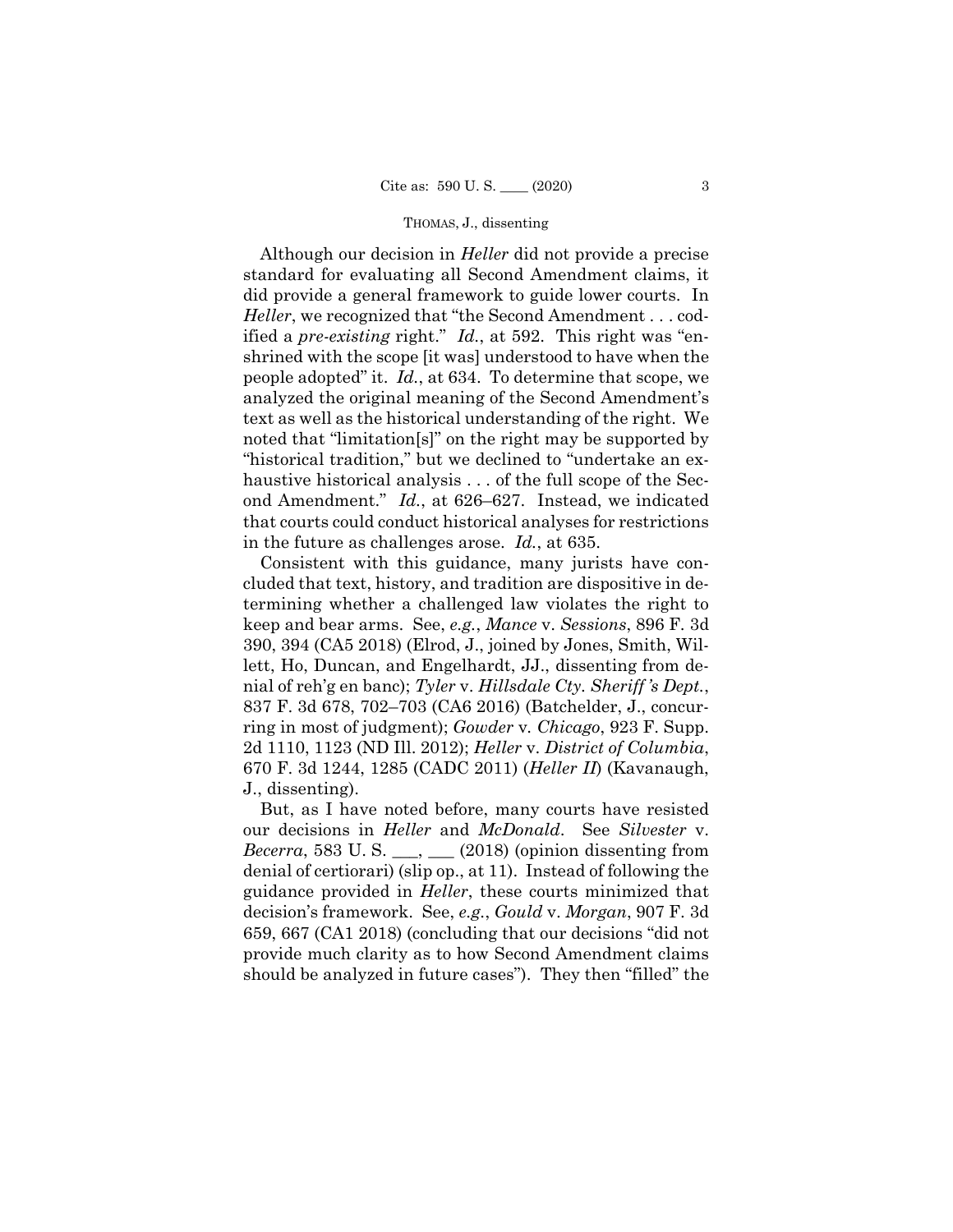Although our decision in *Heller* did not provide a precise standard for evaluating all Second Amendment claims, it did provide a general framework to guide lower courts. In *Heller*, we recognized that "the Second Amendment . . . codified a *pre-existing* right." *Id.*, at 592. This right was "enshrined with the scope [it was] understood to have when the people adopted" it. *Id.*, at 634. To determine that scope, we analyzed the original meaning of the Second Amendment's text as well as the historical understanding of the right. We noted that "limitation[s]" on the right may be supported by "historical tradition," but we declined to "undertake an exhaustive historical analysis . . . of the full scope of the Second Amendment." *Id.*, at 626–627. Instead, we indicated that courts could conduct historical analyses for restrictions in the future as challenges arose. *Id.*, at 635.

Consistent with this guidance, many jurists have concluded that text, history, and tradition are dispositive in determining whether a challenged law violates the right to keep and bear arms. See, *e.g.*, *Mance* v. *Sessions*, 896 F. 3d 390, 394 (CA5 2018) (Elrod, J., joined by Jones, Smith, Willett, Ho, Duncan, and Engelhardt, JJ., dissenting from denial of reh'g en banc); *Tyler* v. *Hillsdale Cty. Sheriff's Dept.*, 837 F. 3d 678, 702–703 (CA6 2016) (Batchelder, J., concurring in most of judgment); *Gowder* v. *Chicago*, 923 F. Supp. 2d 1110, 1123 (ND Ill. 2012); *Heller* v. *District of Columbia*, 670 F. 3d 1244, 1285 (CADC 2011) (*Heller II*) (Kavanaugh, J., dissenting).

But, as I have noted before, many courts have resisted our decisions in *Heller* and *McDonald*. See *Silvester* v. *Becerra*, 583 U. S. \_\_\_, \_\_\_ (2018) (opinion dissenting from denial of certiorari) (slip op., at 11). Instead of following the guidance provided in *Heller*, these courts minimized that decision's framework. See, *e.g.*, *Gould* v. *Morgan*, 907 F. 3d 659, 667 (CA1 2018) (concluding that our decisions "did not provide much clarity as to how Second Amendment claims should be analyzed in future cases"). They then "filled" the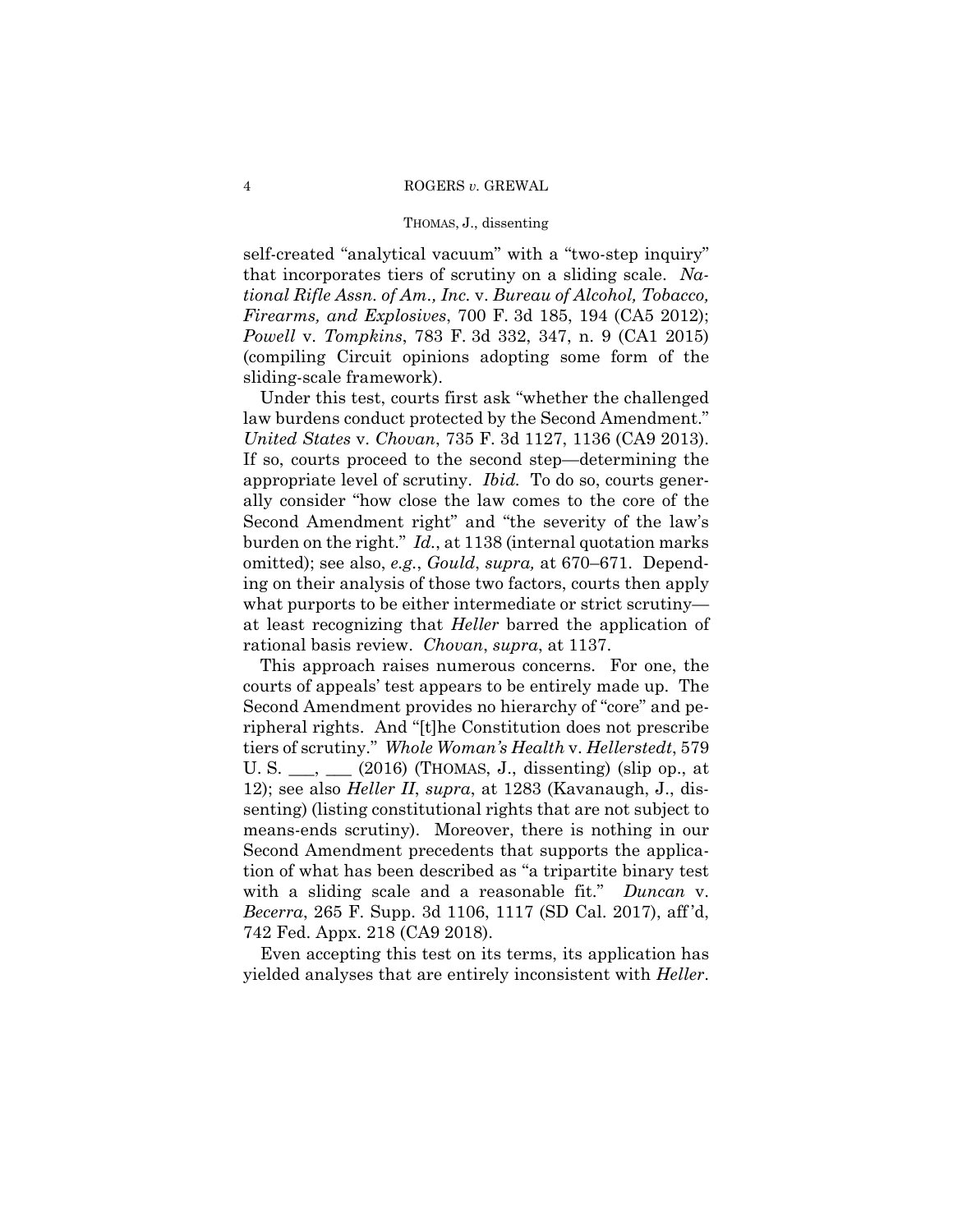self-created "analytical vacuum" with a "two-step inquiry" that incorporates tiers of scrutiny on a sliding scale. *National Rifle Assn. of Am., Inc.* v. *Bureau of Alcohol, Tobacco, Firearms, and Explosives*, 700 F. 3d 185, 194 (CA5 2012); *Powell* v. *Tompkins*, 783 F. 3d 332, 347, n. 9 (CA1 2015) (compiling Circuit opinions adopting some form of the sliding-scale framework).

Under this test, courts first ask "whether the challenged law burdens conduct protected by the Second Amendment." *United States* v. *Chovan*, 735 F. 3d 1127, 1136 (CA9 2013). If so, courts proceed to the second step—determining the appropriate level of scrutiny. *Ibid.* To do so, courts generally consider "how close the law comes to the core of the Second Amendment right" and "the severity of the law's burden on the right." *Id.*, at 1138 (internal quotation marks omitted); see also, *e.g.*, *Gould*, *supra,* at 670–671. Depending on their analysis of those two factors, courts then apply what purports to be either intermediate or strict scrutiny—at least recognizing that *Heller* barred the application of rational basis review. *Chovan*, *supra*, at 1137.

This approach raises numerous concerns. For one, the courts of appeals' test appears to be entirely made up. The Second Amendment provides no hierarchy of "core" and peripheral rights. And "[t]he Constitution does not prescribe tiers of scrutiny." *Whole Woman's Health* v. *Hellerstedt*, 579 U. S. \_\_\_, \_\_\_ (2016) (THOMAS, J., dissenting) (slip op., at 12); see also *Heller II*, *supra*, at 1283 (Kavanaugh, J., dissenting) (listing constitutional rights that are not subject to means-ends scrutiny). Moreover, there is nothing in our Second Amendment precedents that supports the application of what has been described as "a tripartite binary test with a sliding scale and a reasonable fit." *Duncan* v. *Becerra*, 265 F. Supp. 3d 1106, 1117 (SD Cal. 2017), aff'd, 742 Fed. Appx. 218 (CA9 2018).

Even accepting this test on its terms, its application has yielded analyses that are entirely inconsistent with *Heller*.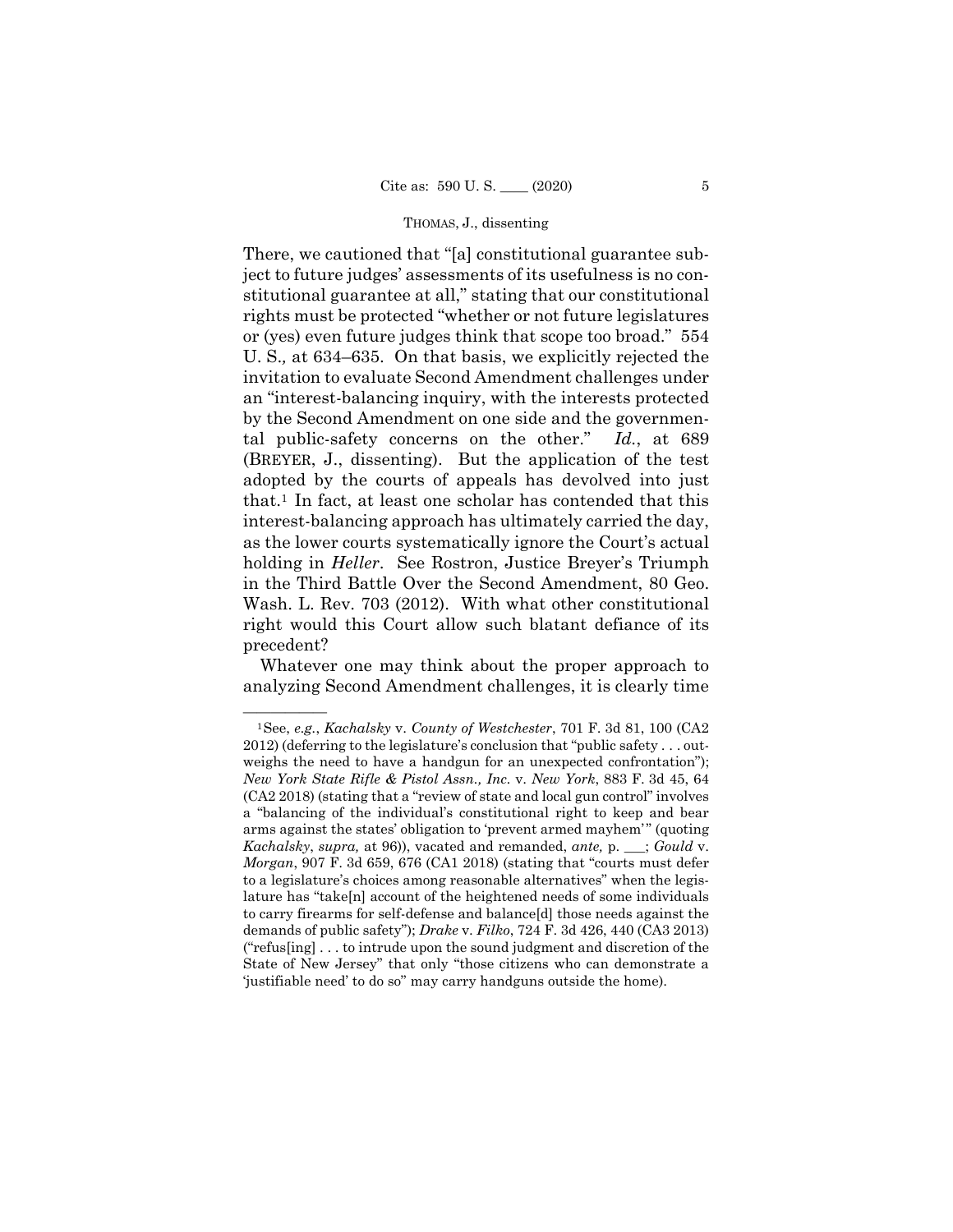There, we cautioned that "[a] constitutional guarantee subject to future judges' assessments of its usefulness is no constitutional guarantee at all," stating that our constitutional rights must be protected "whether or not future legislatures or (yes) even future judges think that scope too broad." 554 U. S.*,* at 634–635. On that basis, we explicitly rejected the invitation to evaluate Second Amendment challenges under an "interest-balancing inquiry, with the interests protected by the Second Amendment on one side and the governmental public-safety concerns on the other." *Id.*, at 689 (BREYER, J., dissenting). But the application of the test adopted by the courts of appeals has devolved into just that.[1] In fact, at least one scholar has contended that this interest-balancing approach has ultimately carried the day, as the lower courts systematically ignore the Court's actual holding in *Heller*. See Rostron, Justice Breyer's Triumph in the Third Battle Over the Second Amendment, 80 Geo. Wash. L. Rev. 703 (2012). With what other constitutional right would this Court allow such blatant defiance of its precedent?

Whatever one may think about the proper approach to analyzing Second Amendment challenges, it is clearly time

---

[1] See, *e.g.*, *Kachalsky* v. *County of Westchester*, 701 F. 3d 81, 100 (CA2 2012) (deferring to the legislature's conclusion that "public safety . . . outweighs the need to have a handgun for an unexpected confrontation"); *New York State Rifle & Pistol Assn., Inc.* v. *New York*, 883 F. 3d 45, 64 (CA2 2018) (stating that a "review of state and local gun control" involves a "balancing of the individual's constitutional right to keep and bear arms against the states' obligation to 'prevent armed mayhem'" (quoting *Kachalsky*, *supra,* at 96)), vacated and remanded, *ante,* p. ___; *Gould* v. *Morgan*, 907 F. 3d 659, 676 (CA1 2018) (stating that "courts must defer to a legislature's choices among reasonable alternatives" when the legislature has "take[n] account of the heightened needs of some individuals to carry firearms for self-defense and balance[d] those needs against the demands of public safety"); *Drake* v. *Filko*, 724 F. 3d 426, 440 (CA3 2013) ("refus[ing] . . . to intrude upon the sound judgment and discretion of the State of New Jersey" that only "those citizens who can demonstrate a 'justifiable need' to do so" may carry handguns outside the home).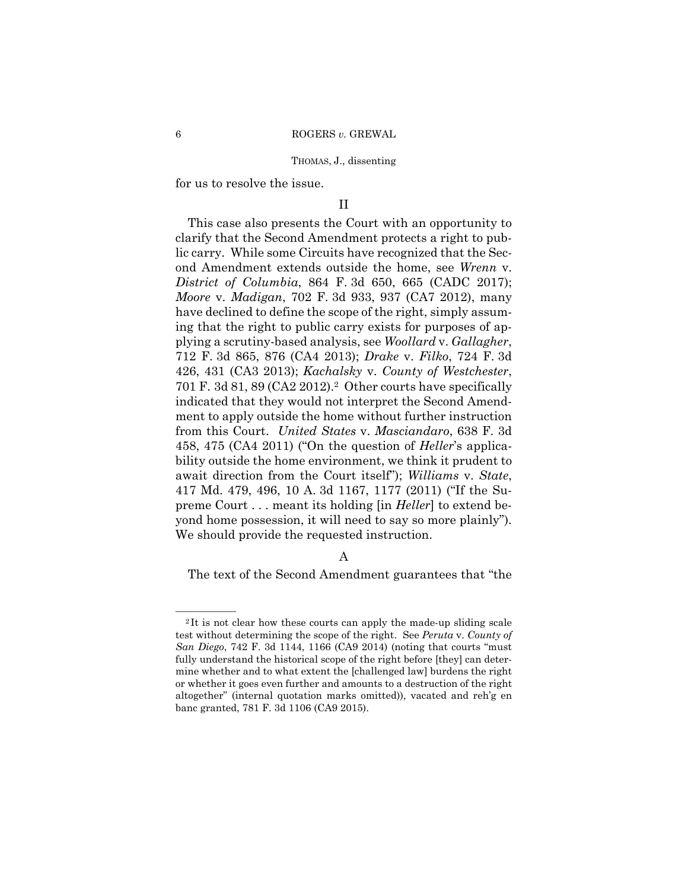for us to resolve the issue.

## II

This case also presents the Court with an opportunity to clarify that the Second Amendment protects a right to public carry. While some Circuits have recognized that the Second Amendment extends outside the home, see *Wrenn* v. *District of Columbia*, 864 F. 3d 650, 665 (CADC 2017); *Moore* v. *Madigan*, 702 F. 3d 933, 937 (CA7 2012), many have declined to define the scope of the right, simply assuming that the right to public carry exists for purposes of applying a scrutiny-based analysis, see *Woollard* v. *Gallagher*, 712 F. 3d 865, 876 (CA4 2013); *Drake* v. *Filko*, 724 F. 3d 426, 431 (CA3 2013); *Kachalsky* v. *County of Westchester*, 701 F. 3d 81, 89 (CA2 2012).[2] Other courts have specifically indicated that they would not interpret the Second Amendment to apply outside the home without further instruction from this Court. *United States* v. *Masciandaro*, 638 F. 3d 458, 475 (CA4 2011) ("On the question of *Heller*'s applicability outside the home environment, we think it prudent to await direction from the Court itself"); *Williams* v. *State*, 417 Md. 479, 496, 10 A. 3d 1167, 1177 (2011) ("If the Supreme Court . . . meant its holding [in *Heller*] to extend beyond home possession, it will need to say so more plainly"). We should provide the requested instruction.

### A

The text of the Second Amendment guarantees that "the

---

[2] It is not clear how these courts can apply the made-up sliding scale test without determining the scope of the right. See *Peruta* v. *County of San Diego*, 742 F. 3d 1144, 1166 (CA9 2014) (noting that courts "must fully understand the historical scope of the right before [they] can determine whether and to what extent the [challenged law] burdens the right or whether it goes even further and amounts to a destruction of the right altogether" (internal quotation marks omitted)), vacated and reh'g en banc granted, 781 F. 3d 1106 (CA9 2015).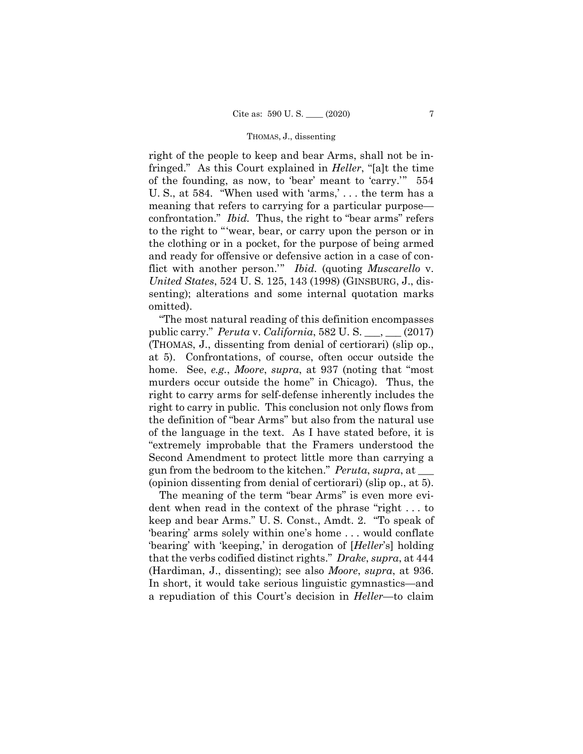right of the people to keep and bear Arms, shall not be infringed." As this Court explained in *Heller*, "[a]t the time of the founding, as now, to 'bear' meant to 'carry.'" 554 U. S., at 584. "When used with 'arms,' . . . the term has a meaning that refers to carrying for a particular purpose—confrontation." *Ibid.* Thus, the right to "bear arms" refers to the right to "'wear, bear, or carry upon the person or in the clothing or in a pocket, for the purpose of being armed and ready for offensive or defensive action in a case of conflict with another person.'" *Ibid.* (quoting *Muscarello* v. *United States*, 524 U. S. 125, 143 (1998) (GINSBURG, J., dissenting); alterations and some internal quotation marks omitted).

"The most natural reading of this definition encompasses public carry." *Peruta* v. *California*, 582 U. S. ___, ___ (2017) (THOMAS, J., dissenting from denial of certiorari) (slip op., at 5). Confrontations, of course, often occur outside the home. See, *e.g.*, *Moore*, *supra*, at 937 (noting that "most murders occur outside the home" in Chicago). Thus, the right to carry arms for self-defense inherently includes the right to carry in public. This conclusion not only flows from the definition of "bear Arms" but also from the natural use of the language in the text. As I have stated before, it is "extremely improbable that the Framers understood the Second Amendment to protect little more than carrying a gun from the bedroom to the kitchen." *Peruta*, *supra*, at ___ (opinion dissenting from denial of certiorari) (slip op., at 5).

The meaning of the term "bear Arms" is even more evident when read in the context of the phrase "right . . . to keep and bear Arms." U. S. Const., Amdt. 2. "To speak of 'bearing' arms solely within one's home . . . would conflate 'bearing' with 'keeping,' in derogation of [*Heller*'s] holding that the verbs codified distinct rights." *Drake*, *supra*, at 444 (Hardiman, J., dissenting); see also *Moore*, *supra*, at 936. In short, it would take serious linguistic gymnastics—and a repudiation of this Court's decision in *Heller*—to claim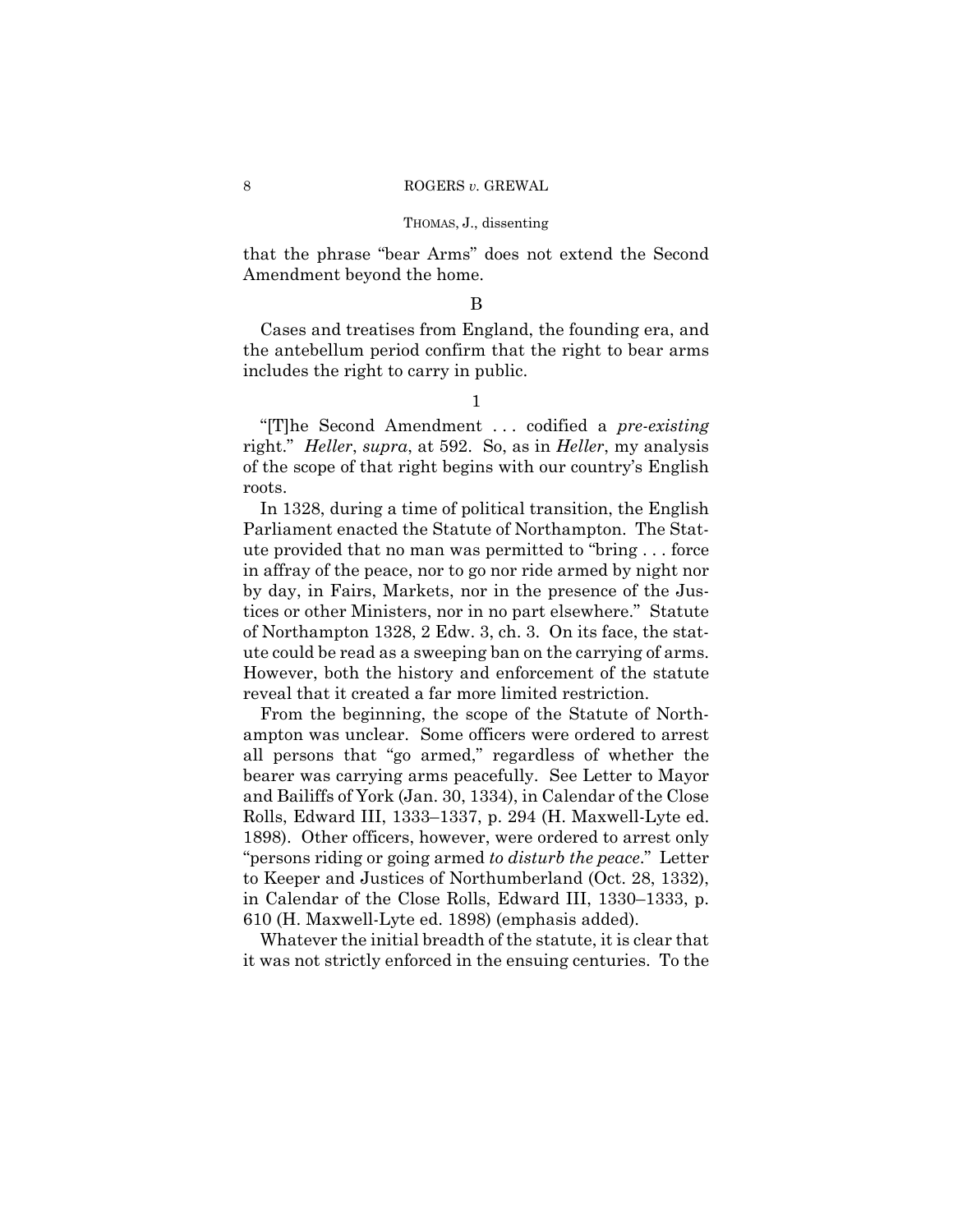that the phrase "bear Arms" does not extend the Second Amendment beyond the home.

B

Cases and treatises from England, the founding era, and the antebellum period confirm that the right to bear arms includes the right to carry in public.

1

"[T]he Second Amendment . . . codified a *pre-existing* right." *Heller*, *supra*, at 592. So, as in *Heller*, my analysis of the scope of that right begins with our country's English roots.

In 1328, during a time of political transition, the English Parliament enacted the Statute of Northampton. The Statute provided that no man was permitted to "bring . . . force in affray of the peace, nor to go nor ride armed by night nor by day, in Fairs, Markets, nor in the presence of the Justices or other Ministers, nor in no part elsewhere." Statute of Northampton 1328, 2 Edw. 3, ch. 3. On its face, the statute could be read as a sweeping ban on the carrying of arms. However, both the history and enforcement of the statute reveal that it created a far more limited restriction.

From the beginning, the scope of the Statute of Northampton was unclear. Some officers were ordered to arrest all persons that "go armed," regardless of whether the bearer was carrying arms peacefully. See Letter to Mayor and Bailiffs of York (Jan. 30, 1334), in Calendar of the Close Rolls, Edward III, 1333–1337, p. 294 (H. Maxwell-Lyte ed. 1898). Other officers, however, were ordered to arrest only "persons riding or going armed *to disturb the peace*." Letter to Keeper and Justices of Northumberland (Oct. 28, 1332), in Calendar of the Close Rolls, Edward III, 1330–1333, p. 610 (H. Maxwell-Lyte ed. 1898) (emphasis added).

Whatever the initial breadth of the statute, it is clear that it was not strictly enforced in the ensuing centuries. To the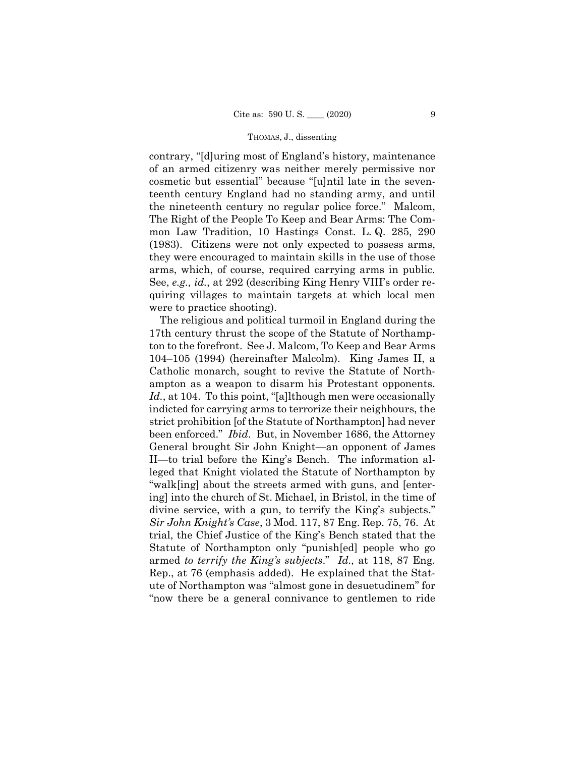contrary, "[d]uring most of England's history, maintenance of an armed citizenry was neither merely permissive nor cosmetic but essential" because "[u]ntil late in the seventeenth century England had no standing army, and until the nineteenth century no regular police force." Malcom, The Right of the People To Keep and Bear Arms: The Common Law Tradition, 10 Hastings Const. L. Q. 285, 290 (1983). Citizens were not only expected to possess arms, they were encouraged to maintain skills in the use of those arms, which, of course, required carrying arms in public. See, *e.g., id.*, at 292 (describing King Henry VIII's order requiring villages to maintain targets at which local men were to practice shooting).

The religious and political turmoil in England during the 17th century thrust the scope of the Statute of Northampton to the forefront. See J. Malcom, To Keep and Bear Arms 104–105 (1994) (hereinafter Malcolm). King James II, a Catholic monarch, sought to revive the Statute of Northampton as a weapon to disarm his Protestant opponents. *Id.*, at 104. To this point, "[a]lthough men were occasionally indicted for carrying arms to terrorize their neighbours, the strict prohibition [of the Statute of Northampton] had never been enforced." *Ibid*. But, in November 1686, the Attorney General brought Sir John Knight—an opponent of James II—to trial before the King's Bench. The information alleged that Knight violated the Statute of Northampton by "walk[ing] about the streets armed with guns, and [entering] into the church of St. Michael, in Bristol, in the time of divine service, with a gun, to terrify the King's subjects." *Sir John Knight's Case*, 3 Mod. 117, 87 Eng. Rep. 75, 76. At trial, the Chief Justice of the King's Bench stated that the Statute of Northampton only "punish[ed] people who go armed *to terrify the King's subjects*." *Id.,* at 118, 87 Eng. Rep., at 76 (emphasis added). He explained that the Statute of Northampton was "almost gone in desuetudinem" for "now there be a general connivance to gentlemen to ride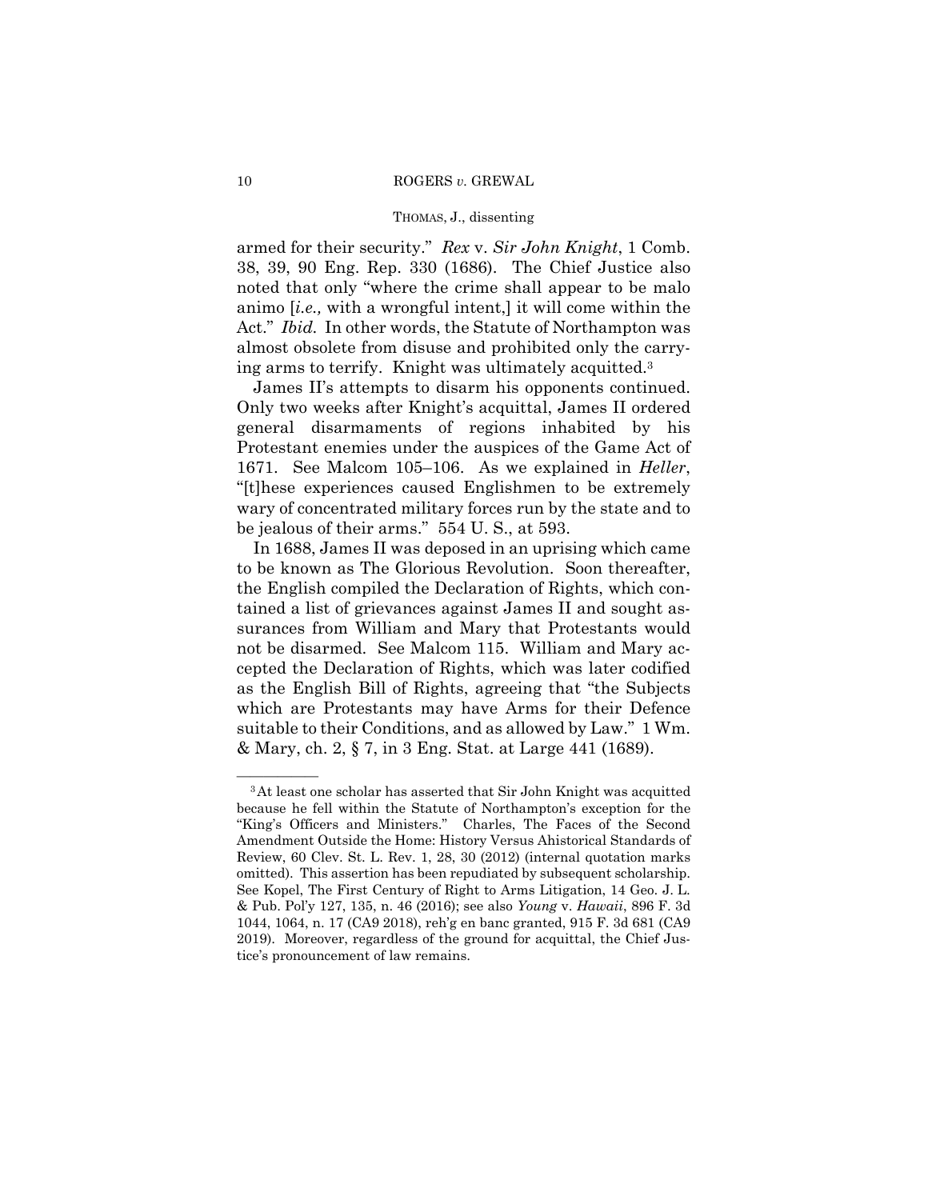armed for their security." *Rex* v. *Sir John Knight*, 1 Comb. 38, 39, 90 Eng. Rep. 330 (1686). The Chief Justice also noted that only "where the crime shall appear to be malo animo [*i.e.,* with a wrongful intent,] it will come within the Act." *Ibid.* In other words, the Statute of Northampton was almost obsolete from disuse and prohibited only the carrying arms to terrify. Knight was ultimately acquitted.[3]

James II's attempts to disarm his opponents continued. Only two weeks after Knight's acquittal, James II ordered general disarmaments of regions inhabited by his Protestant enemies under the auspices of the Game Act of 1671. See Malcom 105–106. As we explained in *Heller*, "[t]hese experiences caused Englishmen to be extremely wary of concentrated military forces run by the state and to be jealous of their arms." 554 U. S., at 593.

In 1688, James II was deposed in an uprising which came to be known as The Glorious Revolution. Soon thereafter, the English compiled the Declaration of Rights, which contained a list of grievances against James II and sought assurances from William and Mary that Protestants would not be disarmed. See Malcom 115. William and Mary accepted the Declaration of Rights, which was later codified as the English Bill of Rights, agreeing that "the Subjects which are Protestants may have Arms for their Defence suitable to their Conditions, and as allowed by Law." 1 Wm. & Mary, ch. 2, § 7, in 3 Eng. Stat. at Large 441 (1689).

---

[3] At least one scholar has asserted that Sir John Knight was acquitted because he fell within the Statute of Northampton's exception for the "King's Officers and Ministers." Charles, The Faces of the Second Amendment Outside the Home: History Versus Ahistorical Standards of Review, 60 Clev. St. L. Rev. 1, 28, 30 (2012) (internal quotation marks omitted). This assertion has been repudiated by subsequent scholarship. See Kopel, The First Century of Right to Arms Litigation, 14 Geo. J. L. & Pub. Pol'y 127, 135, n. 46 (2016); see also *Young* v. *Hawaii*, 896 F. 3d 1044, 1064, n. 17 (CA9 2018), reh'g en banc granted, 915 F. 3d 681 (CA9 2019). Moreover, regardless of the ground for acquittal, the Chief Justice's pronouncement of law remains.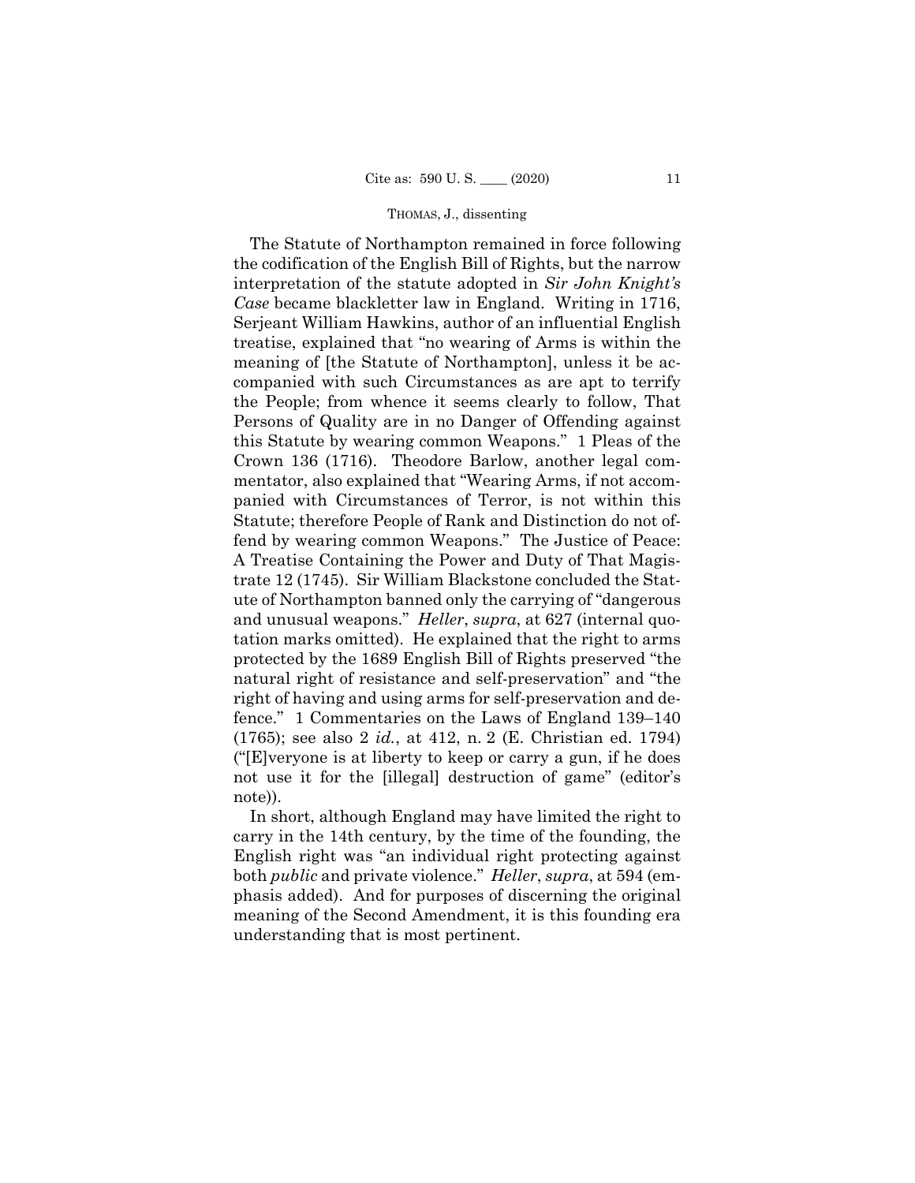The Statute of Northampton remained in force following the codification of the English Bill of Rights, but the narrow interpretation of the statute adopted in *Sir John Knight's Case* became blackletter law in England. Writing in 1716, Serjeant William Hawkins, author of an influential English treatise, explained that "no wearing of Arms is within the meaning of [the Statute of Northampton], unless it be accompanied with such Circumstances as are apt to terrify the People; from whence it seems clearly to follow, That Persons of Quality are in no Danger of Offending against this Statute by wearing common Weapons." 1 Pleas of the Crown 136 (1716). Theodore Barlow, another legal commentator, also explained that "Wearing Arms, if not accompanied with Circumstances of Terror, is not within this Statute; therefore People of Rank and Distinction do not offend by wearing common Weapons." The Justice of Peace: A Treatise Containing the Power and Duty of That Magistrate 12 (1745). Sir William Blackstone concluded the Statute of Northampton banned only the carrying of "dangerous and unusual weapons." *Heller*, *supra*, at 627 (internal quotation marks omitted). He explained that the right to arms protected by the 1689 English Bill of Rights preserved "the natural right of resistance and self-preservation" and "the right of having and using arms for self-preservation and defence." 1 Commentaries on the Laws of England 139–140 (1765); see also 2 *id.*, at 412, n. 2 (E. Christian ed. 1794) ("[E]veryone is at liberty to keep or carry a gun, if he does not use it for the [illegal] destruction of game" (editor's note)).

In short, although England may have limited the right to carry in the 14th century, by the time of the founding, the English right was "an individual right protecting against both *public* and private violence." *Heller*, *supra*, at 594 (emphasis added). And for purposes of discerning the original meaning of the Second Amendment, it is this founding era understanding that is most pertinent.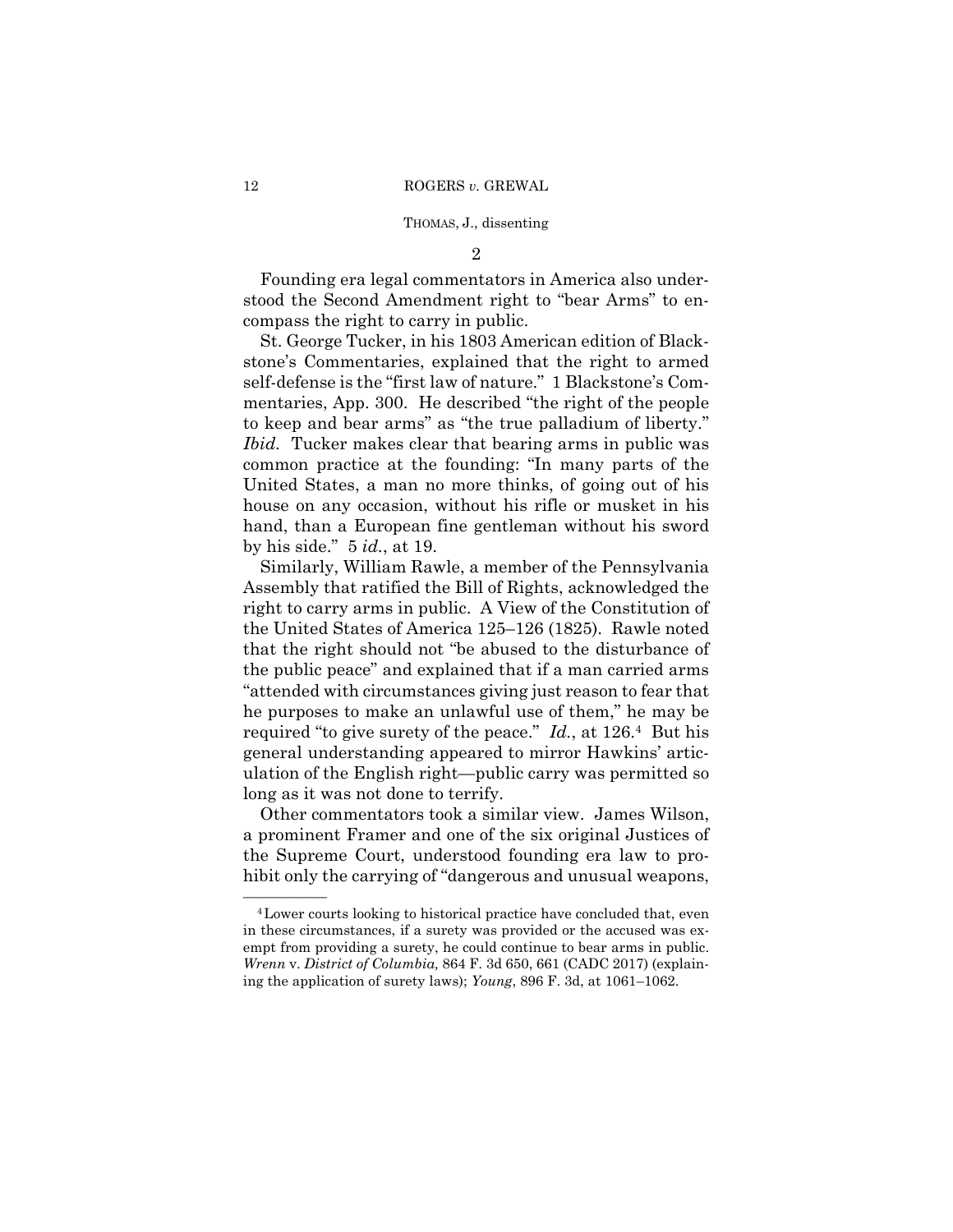2

Founding era legal commentators in America also understood the Second Amendment right to "bear Arms" to encompass the right to carry in public.

St. George Tucker, in his 1803 American edition of Blackstone's Commentaries, explained that the right to armed self-defense is the "first law of nature." 1 Blackstone's Commentaries, App. 300. He described "the right of the people to keep and bear arms" as "the true palladium of liberty." *Ibid.* Tucker makes clear that bearing arms in public was common practice at the founding: "In many parts of the United States, a man no more thinks, of going out of his house on any occasion, without his rifle or musket in his hand, than a European fine gentleman without his sword by his side." 5 *id.*, at 19.

Similarly, William Rawle, a member of the Pennsylvania Assembly that ratified the Bill of Rights, acknowledged the right to carry arms in public. A View of the Constitution of the United States of America 125–126 (1825). Rawle noted that the right should not "be abused to the disturbance of the public peace" and explained that if a man carried arms "attended with circumstances giving just reason to fear that he purposes to make an unlawful use of them," he may be required "to give surety of the peace." *Id.*, at 126.[4] But his general understanding appeared to mirror Hawkins' articulation of the English right—public carry was permitted so long as it was not done to terrify.

Other commentators took a similar view. James Wilson, a prominent Framer and one of the six original Justices of the Supreme Court, understood founding era law to prohibit only the carrying of "dangerous and unusual weapons,

---

[4] Lower courts looking to historical practice have concluded that, even in these circumstances, if a surety was provided or the accused was exempt from providing a surety, he could continue to bear arms in public. *Wrenn* v. *District of Columbia,* 864 F. 3d 650, 661 (CADC 2017) (explaining the application of surety laws); *Young*, 896 F. 3d, at 1061–1062.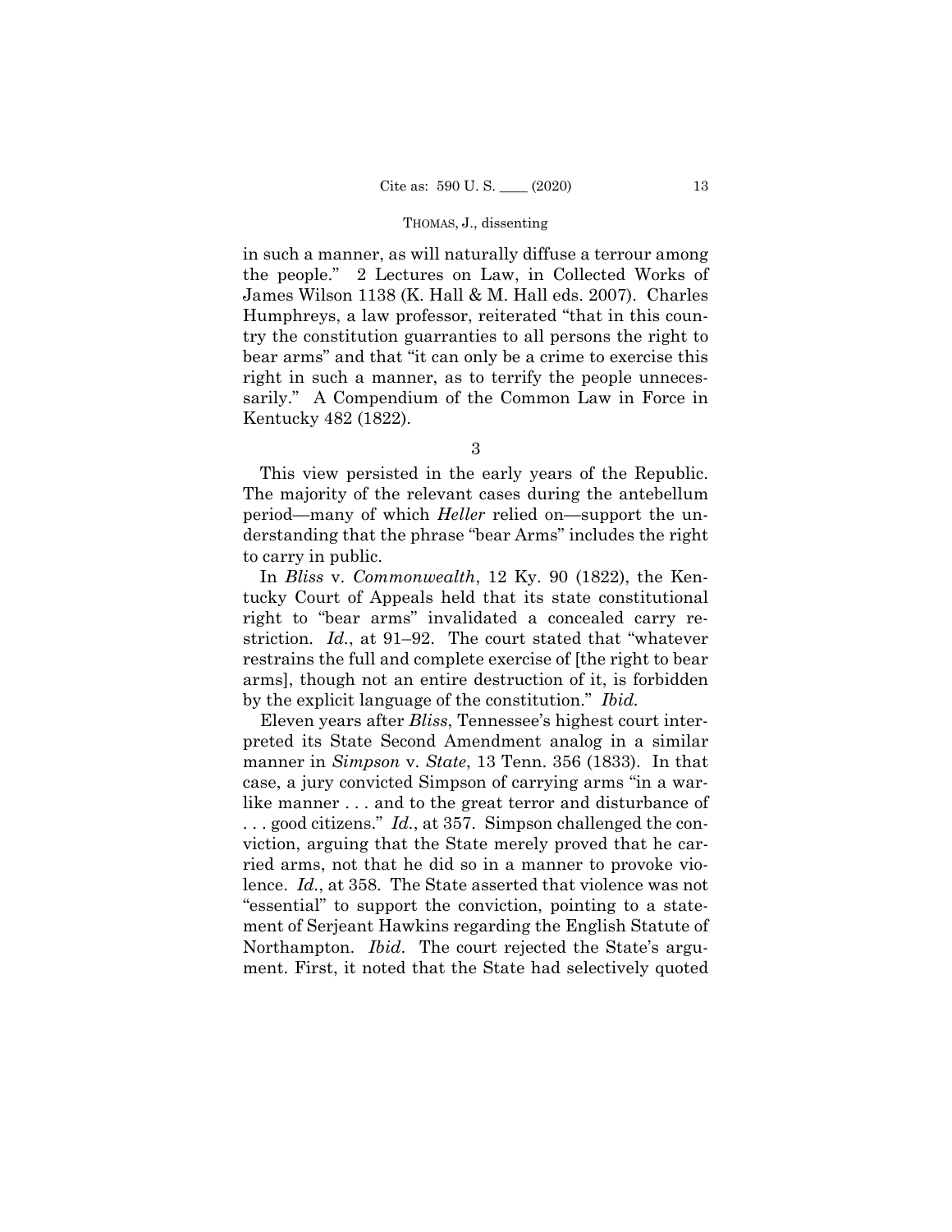in such a manner, as will naturally diffuse a terrour among the people." 2 Lectures on Law, in Collected Works of James Wilson 1138 (K. Hall & M. Hall eds. 2007). Charles Humphreys, a law professor, reiterated "that in this country the constitution guarranties to all persons the right to bear arms" and that "it can only be a crime to exercise this right in such a manner, as to terrify the people unnecessarily." A Compendium of the Common Law in Force in Kentucky 482 (1822).

3

This view persisted in the early years of the Republic. The majority of the relevant cases during the antebellum period—many of which *Heller* relied on—support the understanding that the phrase "bear Arms" includes the right to carry in public.

In *Bliss* v. *Commonwealth*, 12 Ky. 90 (1822), the Kentucky Court of Appeals held that its state constitutional right to "bear arms" invalidated a concealed carry restriction. *Id.*, at 91–92. The court stated that "whatever restrains the full and complete exercise of [the right to bear arms], though not an entire destruction of it, is forbidden by the explicit language of the constitution." *Ibid.*

Eleven years after *Bliss*, Tennessee's highest court interpreted its State Second Amendment analog in a similar manner in *Simpson* v. *State*, 13 Tenn. 356 (1833). In that case, a jury convicted Simpson of carrying arms "in a warlike manner . . . and to the great terror and disturbance of . . . good citizens." *Id.*, at 357. Simpson challenged the conviction, arguing that the State merely proved that he carried arms, not that he did so in a manner to provoke violence. *Id.*, at 358. The State asserted that violence was not "essential" to support the conviction, pointing to a statement of Serjeant Hawkins regarding the English Statute of Northampton. *Ibid.* The court rejected the State's argument. First, it noted that the State had selectively quoted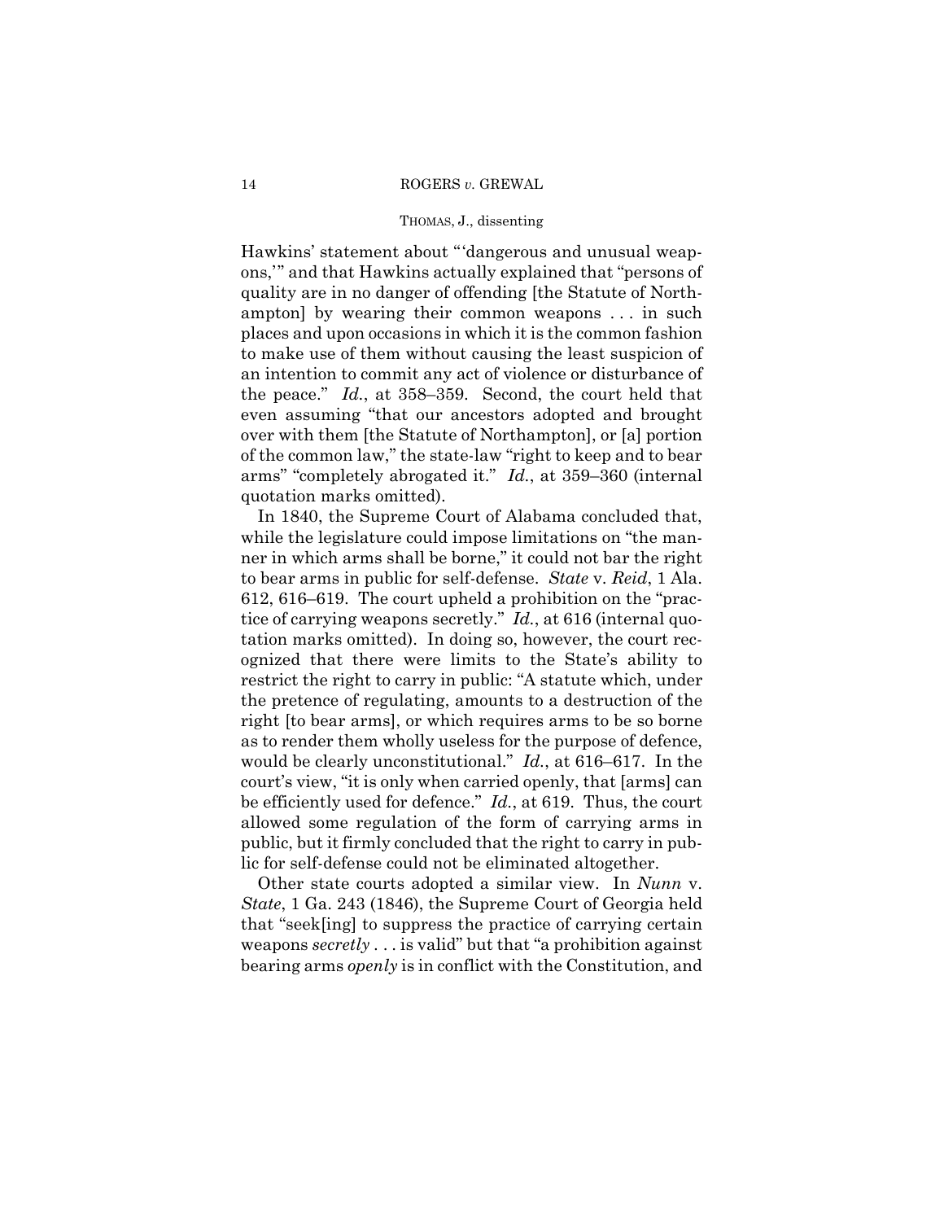Hawkins' statement about "'dangerous and unusual weapons,'" and that Hawkins actually explained that "persons of quality are in no danger of offending [the Statute of Northampton] by wearing their common weapons . . . in such places and upon occasions in which it is the common fashion to make use of them without causing the least suspicion of an intention to commit any act of violence or disturbance of the peace." *Id.*, at 358–359. Second, the court held that even assuming "that our ancestors adopted and brought over with them [the Statute of Northampton], or [a] portion of the common law," the state-law "right to keep and to bear arms" "completely abrogated it." *Id.*, at 359–360 (internal quotation marks omitted).

In 1840, the Supreme Court of Alabama concluded that, while the legislature could impose limitations on "the manner in which arms shall be borne," it could not bar the right to bear arms in public for self-defense. *State* v. *Reid*, 1 Ala. 612, 616–619. The court upheld a prohibition on the "practice of carrying weapons secretly." *Id.*, at 616 (internal quotation marks omitted). In doing so, however, the court recognized that there were limits to the State's ability to restrict the right to carry in public: "A statute which, under the pretence of regulating, amounts to a destruction of the right [to bear arms], or which requires arms to be so borne as to render them wholly useless for the purpose of defence, would be clearly unconstitutional." *Id.*, at 616–617. In the court's view, "it is only when carried openly, that [arms] can be efficiently used for defence." *Id.*, at 619. Thus, the court allowed some regulation of the form of carrying arms in public, but it firmly concluded that the right to carry in public for self-defense could not be eliminated altogether.

Other state courts adopted a similar view. In *Nunn* v. *State*, 1 Ga. 243 (1846), the Supreme Court of Georgia held that "seek[ing] to suppress the practice of carrying certain weapons *secretly* . . . is valid" but that "a prohibition against bearing arms *openly* is in conflict with the Constitution, and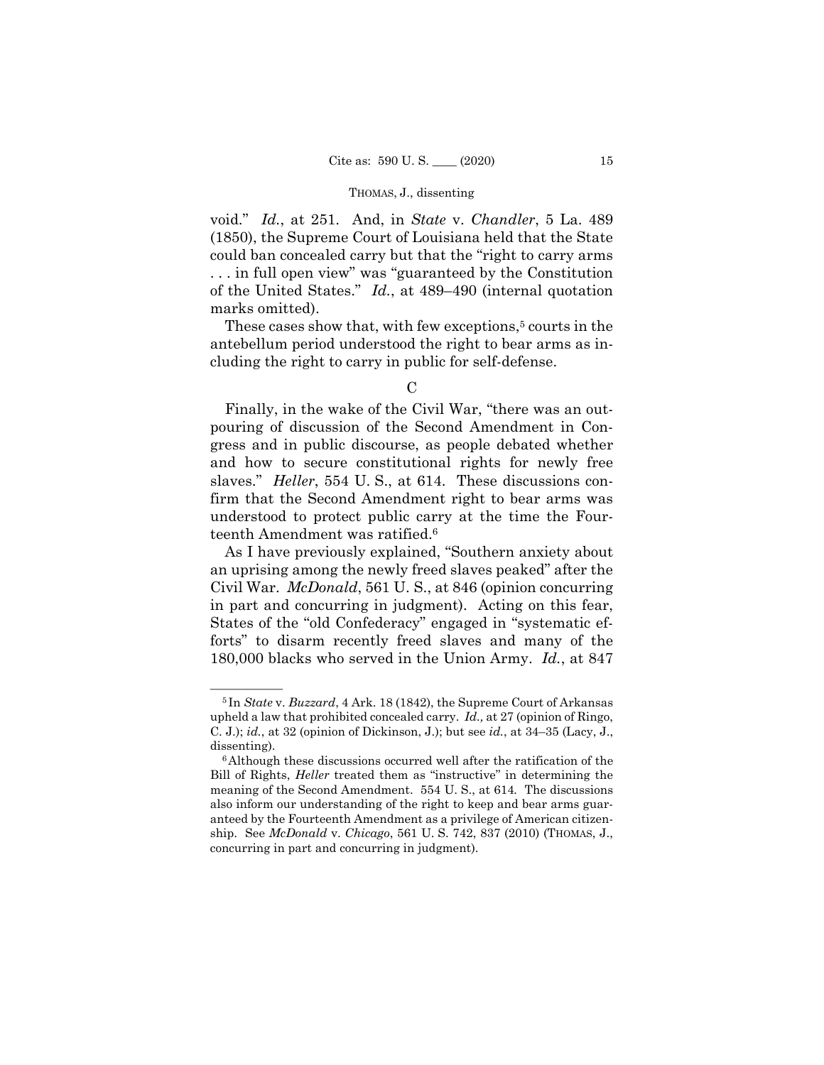void." *Id.*, at 251. And, in *State* v. *Chandler*, 5 La. 489 (1850), the Supreme Court of Louisiana held that the State could ban concealed carry but that the "right to carry arms . . . in full open view" was "guaranteed by the Constitution of the United States." *Id.*, at 489–490 (internal quotation marks omitted).

These cases show that, with few exceptions,[5] courts in the antebellum period understood the right to bear arms as including the right to carry in public for self-defense.

C

Finally, in the wake of the Civil War, "there was an outpouring of discussion of the Second Amendment in Congress and in public discourse, as people debated whether and how to secure constitutional rights for newly free slaves." *Heller*, 554 U. S., at 614. These discussions confirm that the Second Amendment right to bear arms was understood to protect public carry at the time the Fourteenth Amendment was ratified.[6]

As I have previously explained, "Southern anxiety about an uprising among the newly freed slaves peaked" after the Civil War. *McDonald*, 561 U. S., at 846 (opinion concurring in part and concurring in judgment). Acting on this fear, States of the "old Confederacy" engaged in "systematic efforts" to disarm recently freed slaves and many of the 180,000 blacks who served in the Union Army. *Id.*, at 847

---

[5] In *State* v. *Buzzard*, 4 Ark. 18 (1842), the Supreme Court of Arkansas upheld a law that prohibited concealed carry. *Id.,* at 27 (opinion of Ringo, C. J.); *id.*, at 32 (opinion of Dickinson, J.); but see *id.*, at 34–35 (Lacy, J., dissenting).

[6] Although these discussions occurred well after the ratification of the Bill of Rights, *Heller* treated them as "instructive" in determining the meaning of the Second Amendment. 554 U. S., at 614. The discussions also inform our understanding of the right to keep and bear arms guaranteed by the Fourteenth Amendment as a privilege of American citizenship. See *McDonald* v. *Chicago*, 561 U. S. 742, 837 (2010) (THOMAS, J., concurring in part and concurring in judgment).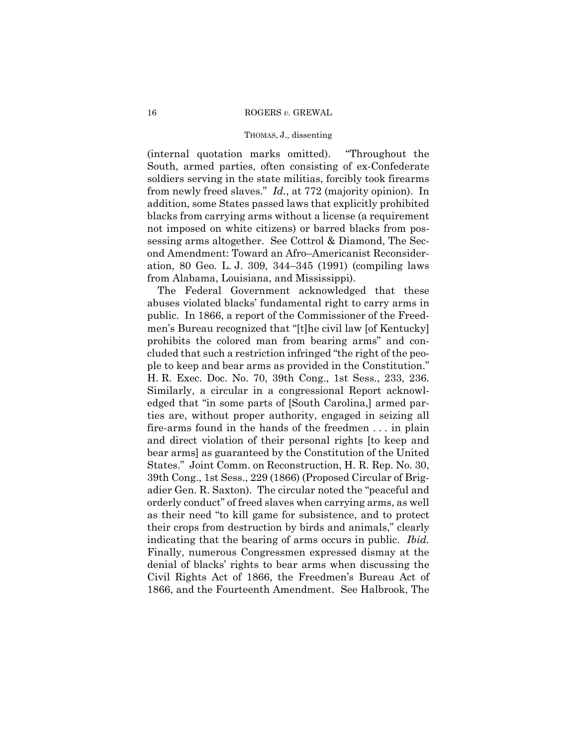(internal quotation marks omitted). "Throughout the South, armed parties, often consisting of ex-Confederate soldiers serving in the state militias, forcibly took firearms from newly freed slaves." *Id.*, at 772 (majority opinion). In addition, some States passed laws that explicitly prohibited blacks from carrying arms without a license (a requirement not imposed on white citizens) or barred blacks from possessing arms altogether. See Cottrol & Diamond, The Second Amendment: Toward an Afro–Americanist Reconsideration, 80 Geo. L. J. 309, 344–345 (1991) (compiling laws from Alabama, Louisiana, and Mississippi).

The Federal Government acknowledged that these abuses violated blacks' fundamental right to carry arms in public. In 1866, a report of the Commissioner of the Freedmen's Bureau recognized that "[t]he civil law [of Kentucky] prohibits the colored man from bearing arms" and concluded that such a restriction infringed "the right of the people to keep and bear arms as provided in the Constitution." H. R. Exec. Doc. No. 70, 39th Cong., 1st Sess., 233, 236. Similarly, a circular in a congressional Report acknowledged that "in some parts of [South Carolina,] armed parties are, without proper authority, engaged in seizing all fire-arms found in the hands of the freedmen . . . in plain and direct violation of their personal rights [to keep and bear arms] as guaranteed by the Constitution of the United States." Joint Comm. on Reconstruction, H. R. Rep. No. 30, 39th Cong., 1st Sess., 229 (1866) (Proposed Circular of Brigadier Gen. R. Saxton). The circular noted the "peaceful and orderly conduct" of freed slaves when carrying arms, as well as their need "to kill game for subsistence, and to protect their crops from destruction by birds and animals," clearly indicating that the bearing of arms occurs in public. *Ibid.* Finally, numerous Congressmen expressed dismay at the denial of blacks' rights to bear arms when discussing the Civil Rights Act of 1866, the Freedmen's Bureau Act of 1866, and the Fourteenth Amendment. See Halbrook, The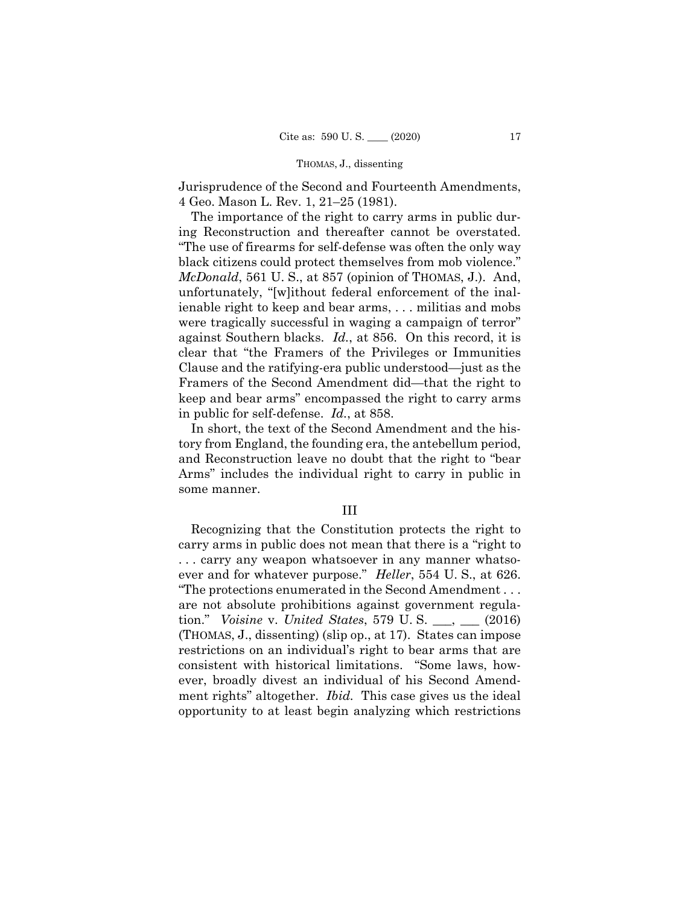Jurisprudence of the Second and Fourteenth Amendments, 4 Geo. Mason L. Rev. 1, 21–25 (1981).

The importance of the right to carry arms in public during Reconstruction and thereafter cannot be overstated. "The use of firearms for self-defense was often the only way black citizens could protect themselves from mob violence." *McDonald*, 561 U. S., at 857 (opinion of THOMAS, J.). And, unfortunately, "[w]ithout federal enforcement of the inalienable right to keep and bear arms, . . . militias and mobs were tragically successful in waging a campaign of terror" against Southern blacks. *Id.*, at 856. On this record, it is clear that "the Framers of the Privileges or Immunities Clause and the ratifying-era public understood—just as the Framers of the Second Amendment did—that the right to keep and bear arms" encompassed the right to carry arms in public for self-defense. *Id.*, at 858.

In short, the text of the Second Amendment and the history from England, the founding era, the antebellum period, and Reconstruction leave no doubt that the right to "bear Arms" includes the individual right to carry in public in some manner.

## III

Recognizing that the Constitution protects the right to carry arms in public does not mean that there is a "right to . . . carry any weapon whatsoever in any manner whatsoever and for whatever purpose." *Heller*, 554 U. S., at 626. "The protections enumerated in the Second Amendment . . . are not absolute prohibitions against government regulation." *Voisine* v. *United States*, 579 U. S. ___, ___ (2016) (THOMAS, J., dissenting) (slip op., at 17). States can impose restrictions on an individual's right to bear arms that are consistent with historical limitations. "Some laws, however, broadly divest an individual of his Second Amendment rights" altogether. *Ibid.* This case gives us the ideal opportunity to at least begin analyzing which restrictions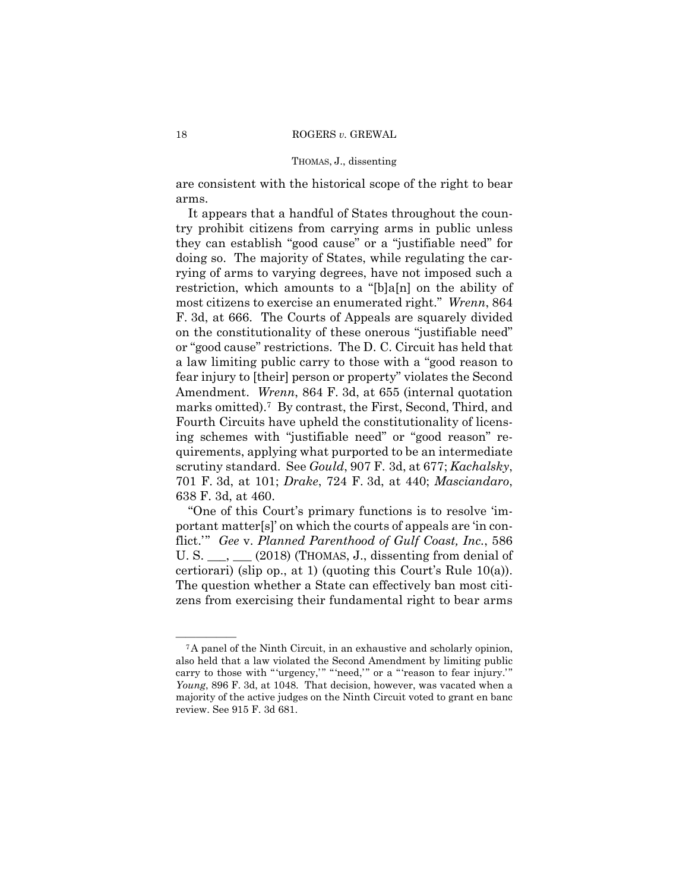are consistent with the historical scope of the right to bear arms.

It appears that a handful of States throughout the country prohibit citizens from carrying arms in public unless they can establish "good cause" or a "justifiable need" for doing so. The majority of States, while regulating the carrying of arms to varying degrees, have not imposed such a restriction, which amounts to a "[b]a[n] on the ability of most citizens to exercise an enumerated right." *Wrenn*, 864 F. 3d, at 666. The Courts of Appeals are squarely divided on the constitutionality of these onerous "justifiable need" or "good cause" restrictions. The D. C. Circuit has held that a law limiting public carry to those with a "good reason to fear injury to [their] person or property" violates the Second Amendment. *Wrenn*, 864 F. 3d, at 655 (internal quotation marks omitted).[7] By contrast, the First, Second, Third, and Fourth Circuits have upheld the constitutionality of licensing schemes with "justifiable need" or "good reason" requirements, applying what purported to be an intermediate scrutiny standard. See *Gould*, 907 F. 3d, at 677; *Kachalsky*, 701 F. 3d, at 101; *Drake*, 724 F. 3d, at 440; *Masciandaro*, 638 F. 3d, at 460.

"One of this Court's primary functions is to resolve 'important matter[s]' on which the courts of appeals are 'in conflict.'" *Gee* v. *Planned Parenthood of Gulf Coast, Inc.*, 586 U. S. \_\_\_, \_\_\_ (2018) (THOMAS, J., dissenting from denial of certiorari) (slip op., at 1) (quoting this Court's Rule 10(a)). The question whether a State can effectively ban most citizens from exercising their fundamental right to bear arms

---

[7] A panel of the Ninth Circuit, in an exhaustive and scholarly opinion, also held that a law violated the Second Amendment by limiting public carry to those with "'urgency,'" "'need,'" or a "'reason to fear injury.'" *Young*, 896 F. 3d, at 1048. That decision, however, was vacated when a majority of the active judges on the Ninth Circuit voted to grant en banc review. See 915 F. 3d 681.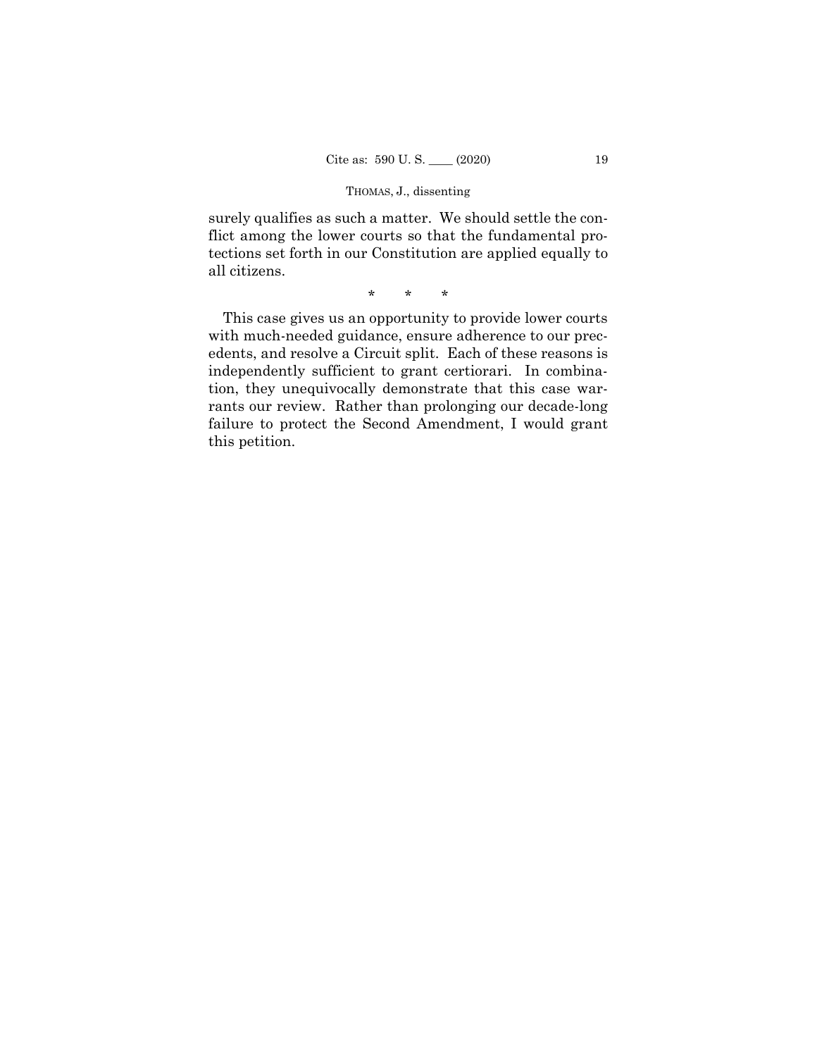surely qualifies as such a matter. We should settle the conflict among the lower courts so that the fundamental protections set forth in our Constitution are applied equally to all citizens.

\* \* \*

This case gives us an opportunity to provide lower courts with much-needed guidance, ensure adherence to our precedents, and resolve a Circuit split. Each of these reasons is independently sufficient to grant certiorari. In combination, they unequivocally demonstrate that this case warrants our review. Rather than prolonging our decade-long failure to protect the Second Amendment, I would grant this petition.